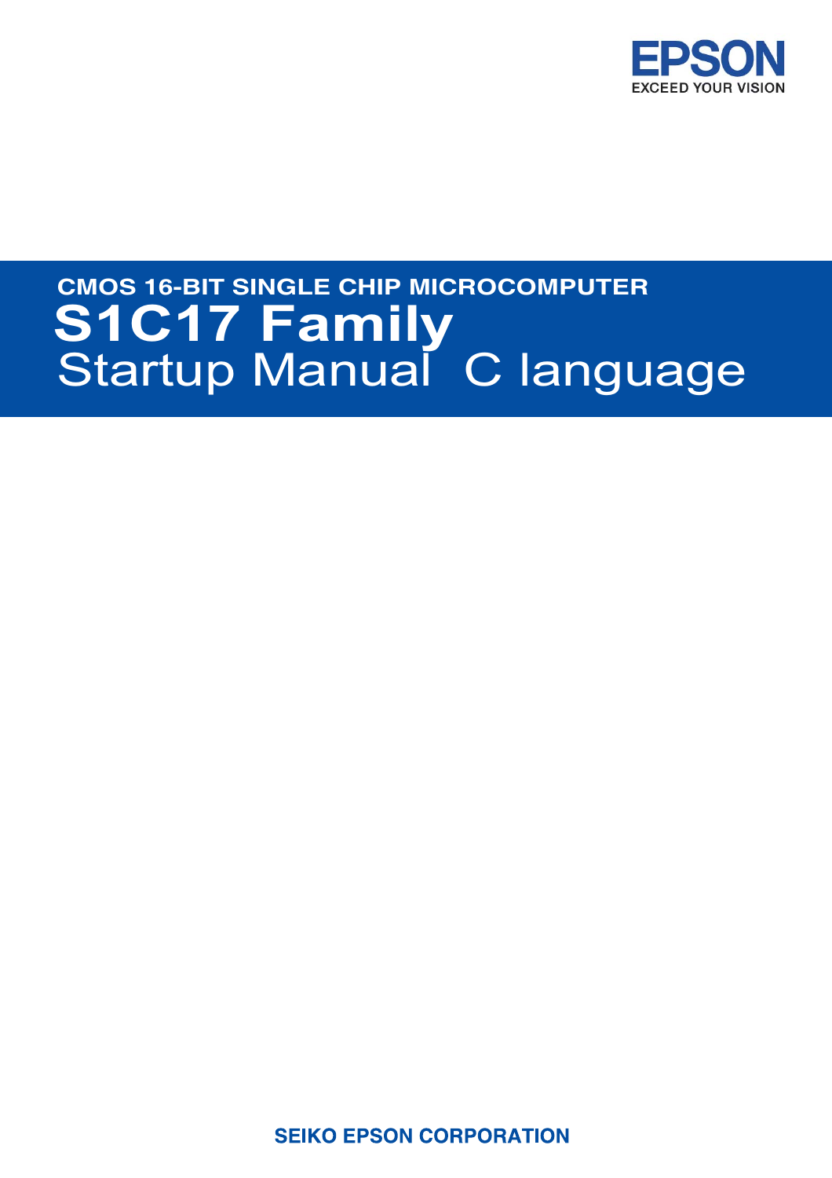EPSON

EXCEED YOUR VISION

CMOS 16-BIT SINGLE CHIP MICROCOMPUTER

# S1C17 Family

## Startup Manual C language

SEIKO EPSON CORPORATION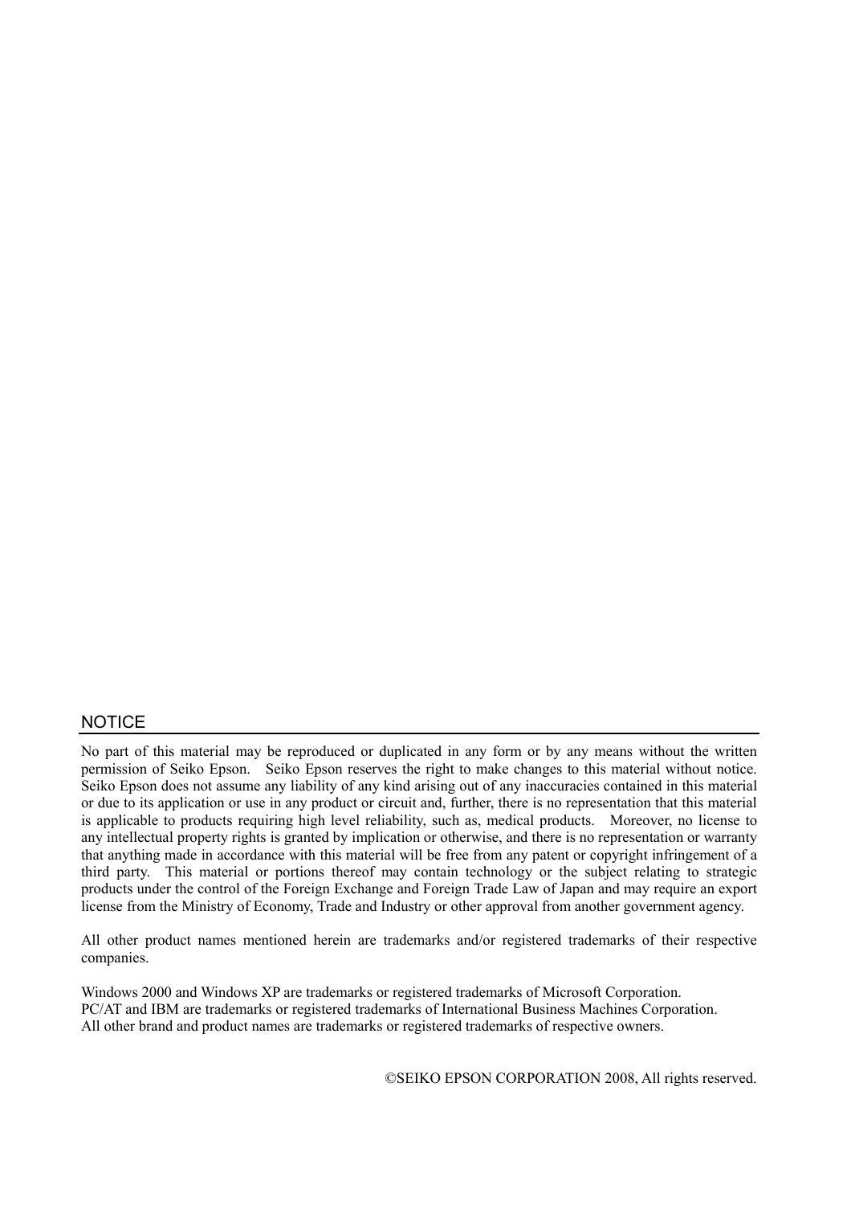## NOTICE

No part of this material may be reproduced or duplicated in any form or by any means without the written permission of Seiko Epson. Seiko Epson reserves the right to make changes to this material without notice. Seiko Epson does not assume any liability of any kind arising out of any inaccuracies contained in this material or due to its application or use in any product or circuit and, further, there is no representation that this material is applicable to products requiring high level reliability, such as, medical products. Moreover, no license to any intellectual property rights is granted by implication or otherwise, and there is no representation or warranty that anything made in accordance with this material will be free from any patent or copyright infringement of a third party. This material or portions thereof may contain technology or the subject relating to strategic products under the control of the Foreign Exchange and Foreign Trade Law of Japan and may require an export license from the Ministry of Economy, Trade and Industry or other approval from another government agency.

All other product names mentioned herein are trademarks and/or registered trademarks of their respective companies.

Windows 2000 and Windows XP are trademarks or registered trademarks of Microsoft Corporation.
PC/AT and IBM are trademarks or registered trademarks of International Business Machines Corporation.
All other brand and product names are trademarks or registered trademarks of respective owners.

©SEIKO EPSON CORPORATION 2008, All rights reserved.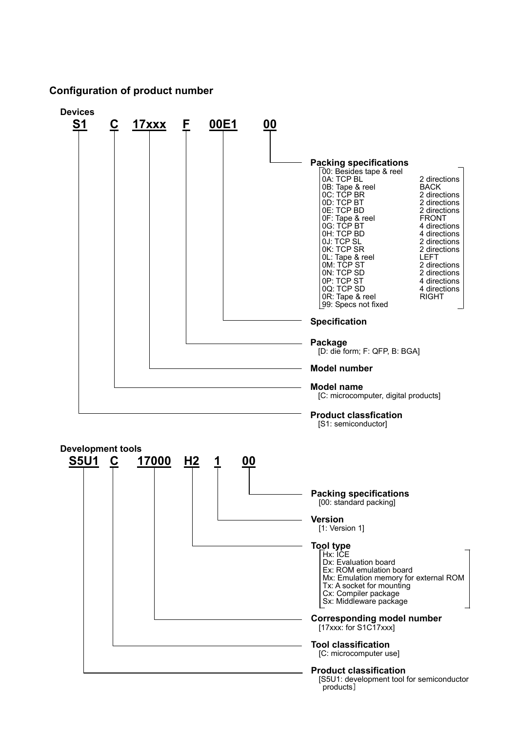## Configuration of product number

### Devices

**S1 C 17xxx F 00E1 00**

- **Packing specifications**

| | |
|---|---|
| 00: Besides tape & reel | |
| 0A: TCP BL | 2 directions |
| 0B: Tape & reel | BACK |
| 0C: TCP BR | 2 directions |
| 0D: TCP BT | 2 directions |
| 0E: TCP BD | 2 directions |
| 0F: Tape & reel | FRONT |
| 0G: TCP BT | 4 directions |
| 0H: TCP BD | 4 directions |
| 0J: TCP SL | 2 directions |
| 0K: TCP SR | 2 directions |
| 0L: Tape & reel | LEFT |
| 0M: TCP ST | 2 directions |
| 0N: TCP SD | 2 directions |
| 0P: TCP ST | 4 directions |
| 0Q: TCP SD | 4 directions |
| 0R: Tape & reel | RIGHT |
| 99: Specs not fixed | |

- **Specification**
- **Package**
  [D: die form; F: QFP, B: BGA]
- **Model number**
- **Model name**
  [C: microcomputer, digital products]
- **Product classfication**
  [S1: semiconductor]

### Development tools

**S5U1 C 17000 H2 1 00**

- **Packing specifications**
  [00: standard packing]
- **Version**
  [1: Version 1]
- **Tool type**
  - Hx: ICE
  - Dx: Evaluation board
  - Ex: ROM emulation board
  - Mx: Emulation memory for external ROM
  - Tx: A socket for mounting
  - Cx: Compiler package
  - Sx: Middleware package
- **Corresponding model number**
  [17xxx: for S1C17xxx]
- **Tool classification**
  [C: microcomputer use]
- **Product classification**
  [S5U1: development tool for semiconductor products]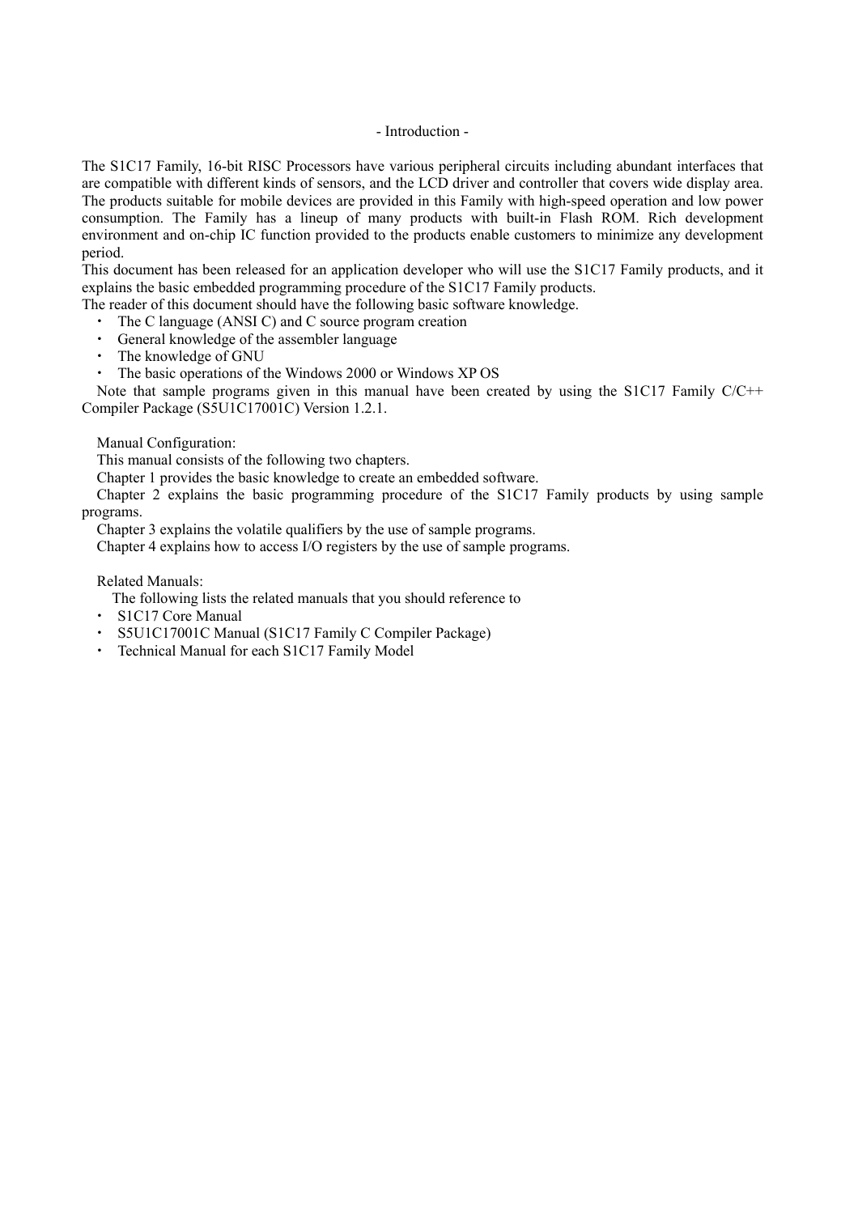- Introduction -

The S1C17 Family, 16-bit RISC Processors have various peripheral circuits including abundant interfaces that are compatible with different kinds of sensors, and the LCD driver and controller that covers wide display area. The products suitable for mobile devices are provided in this Family with high-speed operation and low power consumption. The Family has a lineup of many products with built-in Flash ROM. Rich development environment and on-chip IC function provided to the products enable customers to minimize any development period.

This document has been released for an application developer who will use the S1C17 Family products, and it explains the basic embedded programming procedure of the S1C17 Family products.

The reader of this document should have the following basic software knowledge.

- The C language (ANSI C) and C source program creation
- General knowledge of the assembler language
- The knowledge of GNU
- The basic operations of the Windows 2000 or Windows XP OS

Note that sample programs given in this manual have been created by using the S1C17 Family C/C++ Compiler Package (S5U1C17001C) Version 1.2.1.

Manual Configuration:

This manual consists of the following two chapters.

Chapter 1 provides the basic knowledge to create an embedded software.

Chapter 2 explains the basic programming procedure of the S1C17 Family products by using sample programs.

Chapter 3 explains the volatile qualifiers by the use of sample programs.

Chapter 4 explains how to access I/O registers by the use of sample programs.

Related Manuals:

The following lists the related manuals that you should reference to

- S1C17 Core Manual
- S5U1C17001C Manual (S1C17 Family C Compiler Package)
- Technical Manual for each S1C17 Family Model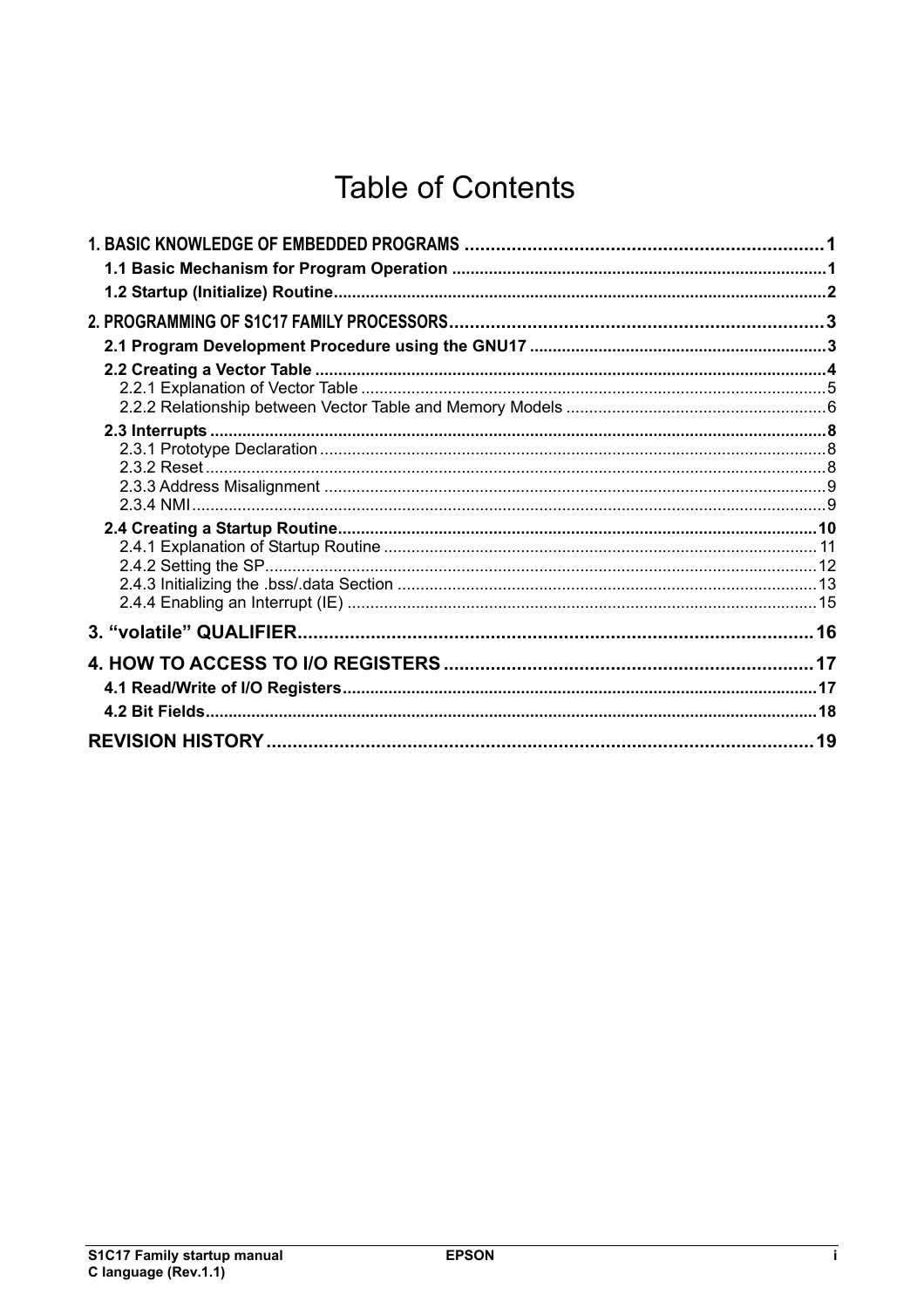# Table of Contents

**1. BASIC KNOWLEDGE OF EMBEDDED PROGRAMS ..... 1**

- **1.1 Basic Mechanism for Program Operation ..... 1**
- **1.2 Startup (Initialize) Routine ..... 2**

**2. PROGRAMMING OF S1C17 FAMILY PROCESSORS ..... 3**

- **2.1 Program Development Procedure using the GNU17 ..... 3**
- **2.2 Creating a Vector Table ..... 4**
  - 2.2.1 Explanation of Vector Table ..... 5
  - 2.2.2 Relationship between Vector Table and Memory Models ..... 6
- **2.3 Interrupts ..... 8**
  - 2.3.1 Prototype Declaration ..... 8
  - 2.3.2 Reset ..... 8
  - 2.3.3 Address Misalignment ..... 9
  - 2.3.4 NMI ..... 9
- **2.4 Creating a Startup Routine ..... 10**
  - 2.4.1 Explanation of Startup Routine ..... 11
  - 2.4.2 Setting the SP ..... 12
  - 2.4.3 Initializing the .bss/.data Section ..... 13
  - 2.4.4 Enabling an Interrupt (IE) ..... 15

**3. “volatile” QUALIFIER ..... 16**

**4. HOW TO ACCESS TO I/O REGISTERS ..... 17**

- **4.1 Read/Write of I/O Registers ..... 17**
- **4.2 Bit Fields ..... 18**

**REVISION HISTORY ..... 19**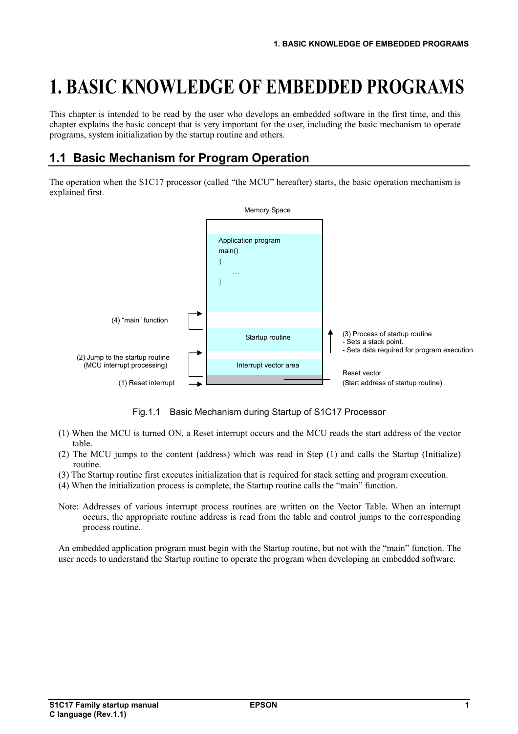# 1. BASIC KNOWLEDGE OF EMBEDDED PROGRAMS

This chapter is intended to be read by the user who develops an embedded software in the first time, and this chapter explains the basic concept that is very important for the user, including the basic mechanism to operate programs, system initialization by the startup routine and others.

## 1.1 Basic Mechanism for Program Operation

The operation when the S1C17 processor (called "the MCU" hereafter) starts, the basic operation mechanism is explained first.

Memory Space

Application program
main()
{
…
}

(4) "main" function

Startup routine

(3) Process of startup routine
- Sets a stack point.
- Sets data required for program execution.

(2) Jump to the startup routine
(MCU interrupt processing)

Interrupt vector area

Reset vector
(Start address of startup routine)

(1) Reset interrupt

Fig.1.1 Basic Mechanism during Startup of S1C17 Processor

(1) When the MCU is turned ON, a Reset interrupt occurs and the MCU reads the start address of the vector table.
(2) The MCU jumps to the content (address) which was read in Step (1) and calls the Startup (Initialize) routine.
(3) The Startup routine first executes initialization that is required for stack setting and program execution.
(4) When the initialization process is complete, the Startup routine calls the "main" function.

Note: Addresses of various interrupt process routines are written on the Vector Table. When an interrupt occurs, the appropriate routine address is read from the table and control jumps to the corresponding process routine.

An embedded application program must begin with the Startup routine, but not with the "main" function. The user needs to understand the Startup routine to operate the program when developing an embedded software.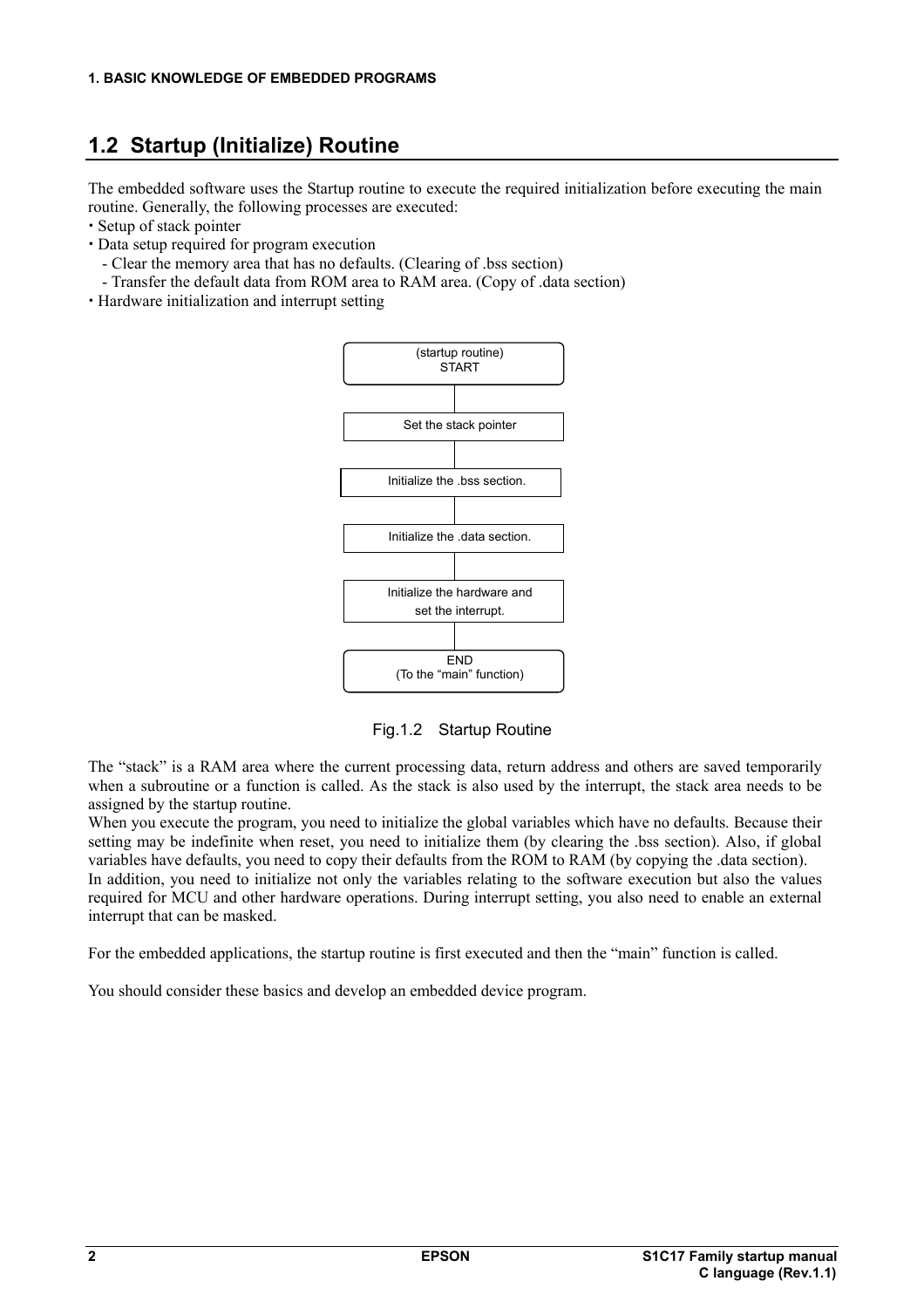## 1.2 Startup (Initialize) Routine

The embedded software uses the Startup routine to execute the required initialization before executing the main routine. Generally, the following processes are executed:

- Setup of stack pointer
- Data setup required for program execution
  - Clear the memory area that has no defaults. (Clearing of .bss section)
  - Transfer the default data from ROM area to RAM area. (Copy of .data section)
- Hardware initialization and interrupt setting

(startup routine)
START

Set the stack pointer

Initialize the .bss section.

Initialize the .data section.

Initialize the hardware and
set the interrupt.

END
(To the “main” function)

Fig.1.2 Startup Routine

The “stack” is a RAM area where the current processing data, return address and others are saved temporarily when a subroutine or a function is called. As the stack is also used by the interrupt, the stack area needs to be assigned by the startup routine.
When you execute the program, you need to initialize the global variables which have no defaults. Because their setting may be indefinite when reset, you need to initialize them (by clearing the .bss section). Also, if global variables have defaults, you need to copy their defaults from the ROM to RAM (by copying the .data section).
In addition, you need to initialize not only the variables relating to the software execution but also the values required for MCU and other hardware operations. During interrupt setting, you also need to enable an external interrupt that can be masked.

For the embedded applications, the startup routine is first executed and then the “main” function is called.

You should consider these basics and develop an embedded device program.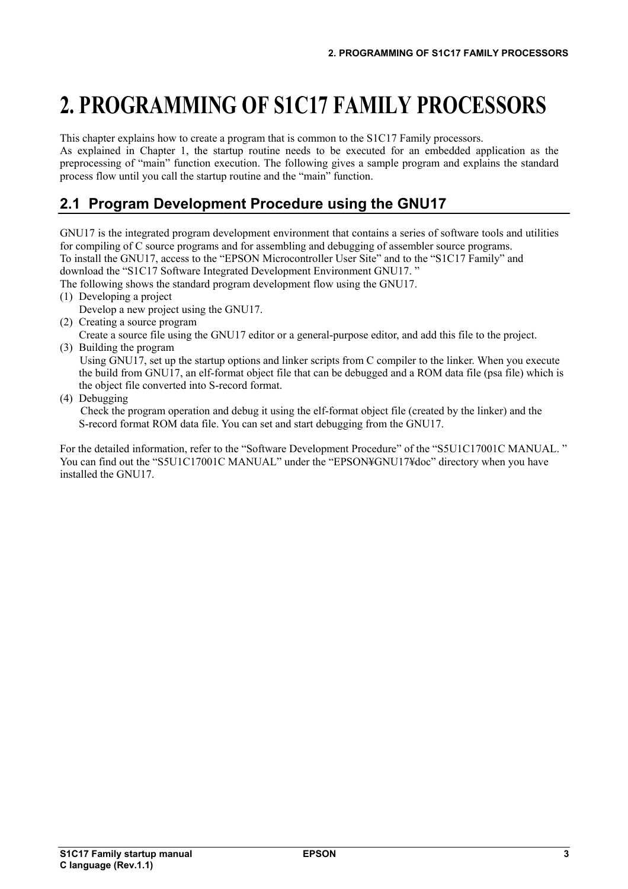# 2. PROGRAMMING OF S1C17 FAMILY PROCESSORS

This chapter explains how to create a program that is common to the S1C17 Family processors.
As explained in Chapter 1, the startup routine needs to be executed for an embedded application as the preprocessing of "main" function execution. The following gives a sample program and explains the standard process flow until you call the startup routine and the "main" function.

## 2.1 Program Development Procedure using the GNU17

GNU17 is the integrated program development environment that contains a series of software tools and utilities for compiling of C source programs and for assembling and debugging of assembler source programs.
To install the GNU17, access to the "EPSON Microcontroller User Site" and to the "S1C17 Family" and download the "S1C17 Software Integrated Development Environment GNU17. "
The following shows the standard program development flow using the GNU17.

(1) Developing a project
Develop a new project using the GNU17.

(2) Creating a source program
Create a source file using the GNU17 editor or a general-purpose editor, and add this file to the project.

(3) Building the program
Using GNU17, set up the startup options and linker scripts from C compiler to the linker. When you execute the build from GNU17, an elf-format object file that can be debugged and a ROM data file (psa file) which is the object file converted into S-record format.

(4) Debugging
Check the program operation and debug it using the elf-format object file (created by the linker) and the S-record format ROM data file. You can set and start debugging from the GNU17.

For the detailed information, refer to the "Software Development Procedure" of the "S5U1C17001C MANUAL. "
You can find out the "S5U1C17001C MANUAL" under the "EPSON¥GNU17¥doc" directory when you have installed the GNU17.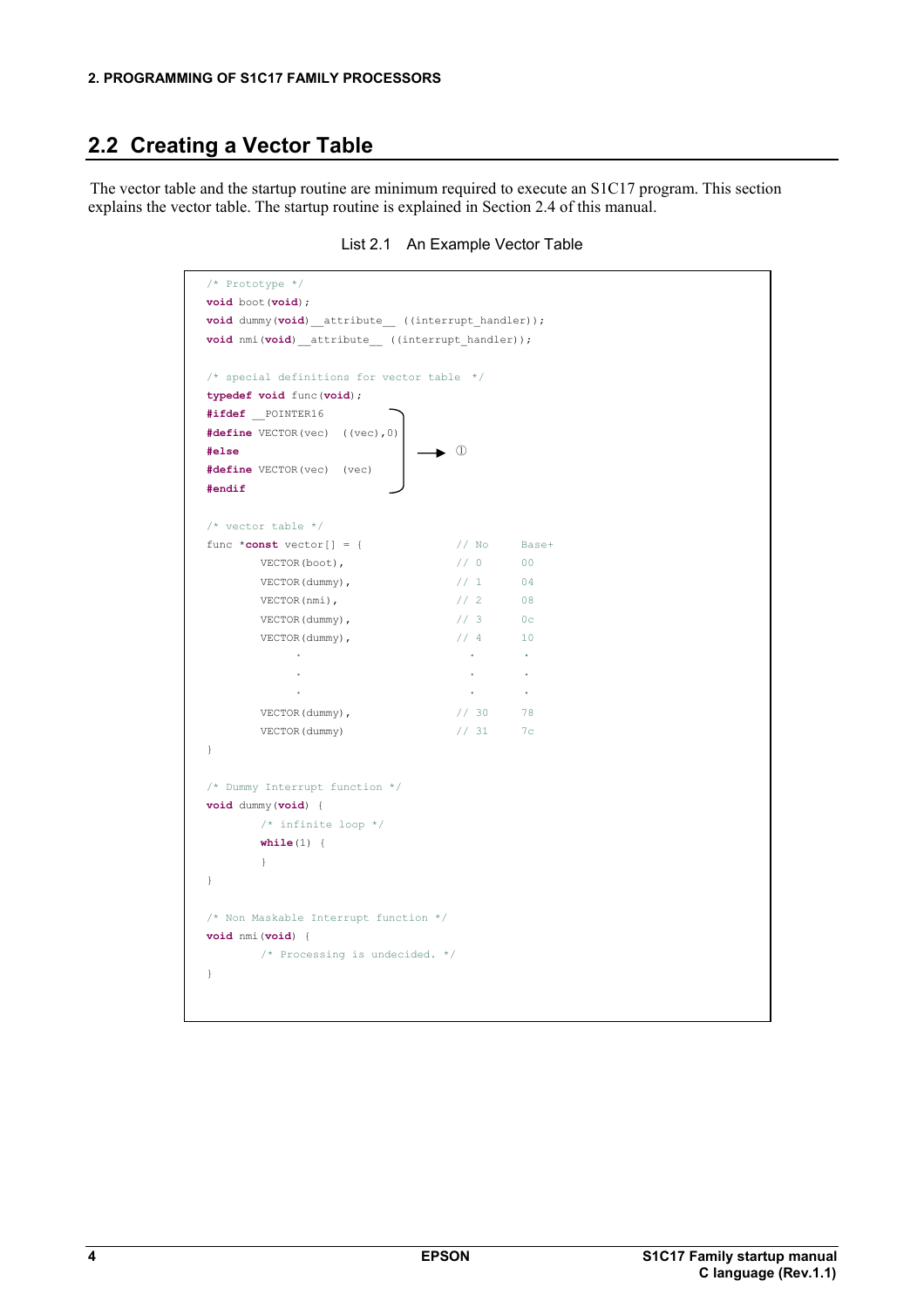## 2.2 Creating a Vector Table

The vector table and the startup routine are minimum required to execute an S1C17 program. This section explains the vector table. The startup routine is explained in Section 2.4 of this manual.

List 2.1 An Example Vector Table

```
/* Prototype */
void boot(void);
void dummy(void)__attribute__ ((interrupt_handler));
void nmi(void)__attribute__ ((interrupt_handler));

/* special definitions for vector table */
typedef void func(void);
#ifdef __POINTER16
#define VECTOR(vec)  ((vec),0)
#else                                     ──► ①
#define VECTOR(vec)  (vec)
#endif

/* vector table */
func *const vector[] = {              // No     Base+
        VECTOR(boot),                 // 0      00
        VECTOR(dummy),                // 1      04
        VECTOR(nmi),                  // 2      08
        VECTOR(dummy),                // 3      0c
        VECTOR(dummy),                // 4      10
              .                         .       .
              .                         .       .
              .                         .       .
        VECTOR(dummy),                // 30     78
        VECTOR(dummy)                 // 31     7c
}

/* Dummy Interrupt function */
void dummy(void) {
        /* infinite loop */
        while(1) {
        }
}

/* Non Maskable Interrupt function */
void nmi(void) {
        /* Processing is undecided. */
}
```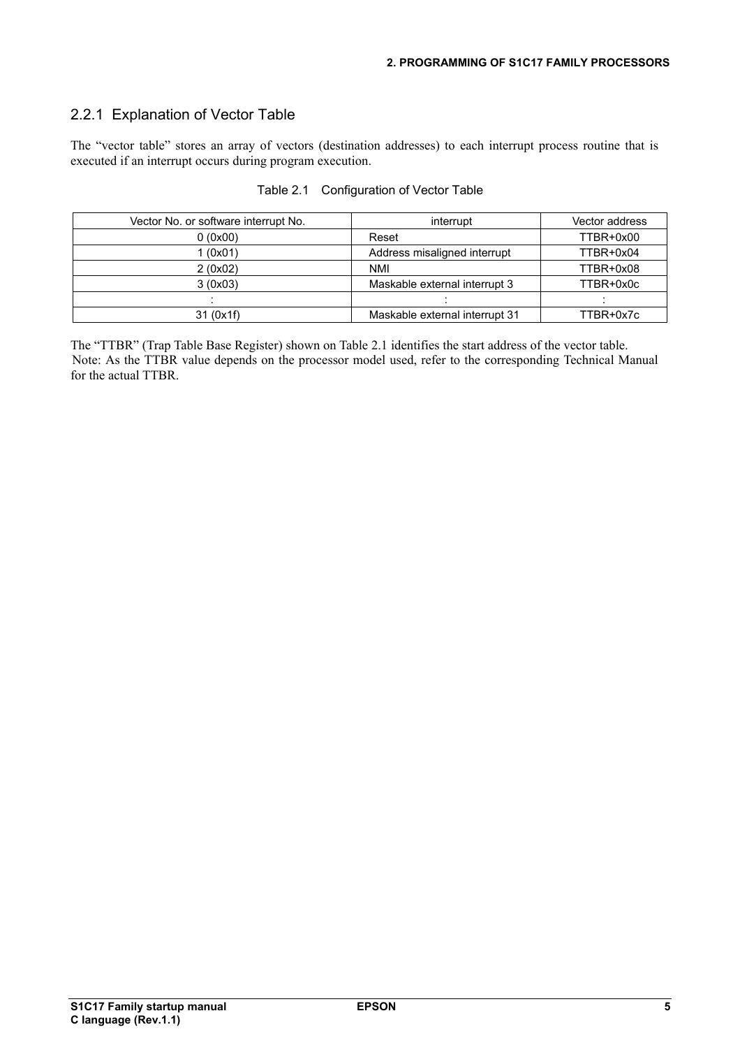### 2.2.1 Explanation of Vector Table

The “vector table” stores an array of vectors (destination addresses) to each interrupt process routine that is executed if an interrupt occurs during program execution.

Table 2.1 Configuration of Vector Table

| Vector No. or software interrupt No. | interrupt | Vector address |
|---|---|---|
| 0 (0x00) | Reset | TTBR+0x00 |
| 1 (0x01) | Address misaligned interrupt | TTBR+0x04 |
| 2 (0x02) | NMI | TTBR+0x08 |
| 3 (0x03) | Maskable external interrupt 3 | TTBR+0x0c |
| : | : | : |
| 31 (0x1f) | Maskable external interrupt 31 | TTBR+0x7c |

The “TTBR” (Trap Table Base Register) shown on Table 2.1 identifies the start address of the vector table.

Note: As the TTBR value depends on the processor model used, refer to the corresponding Technical Manual for the actual TTBR.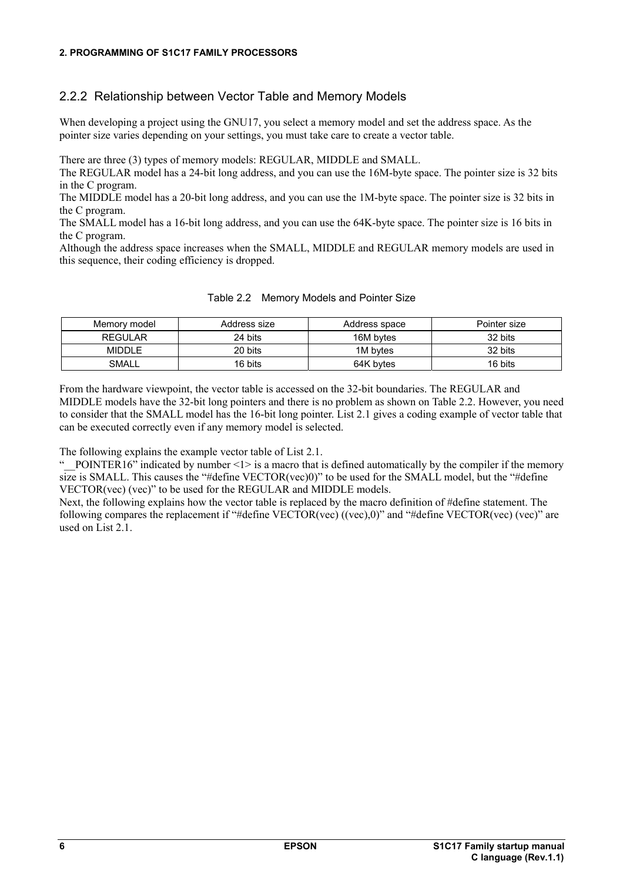### 2.2.2 Relationship between Vector Table and Memory Models

When developing a project using the GNU17, you select a memory model and set the address space. As the pointer size varies depending on your settings, you must take care to create a vector table.

There are three (3) types of memory models: REGULAR, MIDDLE and SMALL.
The REGULAR model has a 24-bit long address, and you can use the 16M-byte space. The pointer size is 32 bits in the C program.
The MIDDLE model has a 20-bit long address, and you can use the 1M-byte space. The pointer size is 32 bits in the C program.
The SMALL model has a 16-bit long address, and you can use the 64K-byte space. The pointer size is 16 bits in the C program.
Although the address space increases when the SMALL, MIDDLE and REGULAR memory models are used in this sequence, their coding efficiency is dropped.

Table 2.2 Memory Models and Pointer Size

| Memory model | Address size | Address space | Pointer size |
|---|---|---|---|
| REGULAR | 24 bits | 16M bytes | 32 bits |
| MIDDLE | 20 bits | 1M bytes | 32 bits |
| SMALL | 16 bits | 64K bytes | 16 bits |

From the hardware viewpoint, the vector table is accessed on the 32-bit boundaries. The REGULAR and MIDDLE models have the 32-bit long pointers and there is no problem as shown on Table 2.2. However, you need to consider that the SMALL model has the 16-bit long pointer. List 2.1 gives a coding example of vector table that can be executed correctly even if any memory model is selected.

The following explains the example vector table of List 2.1.
"__POINTER16" indicated by number <1> is a macro that is defined automatically by the compiler if the memory size is SMALL. This causes the "#define VECTOR(vec)0)" to be used for the SMALL model, but the "#define VECTOR(vec) (vec)" to be used for the REGULAR and MIDDLE models.
Next, the following explains how the vector table is replaced by the macro definition of #define statement. The following compares the replacement if "#define VECTOR(vec) ((vec),0)" and "#define VECTOR(vec) (vec)" are used on List 2.1.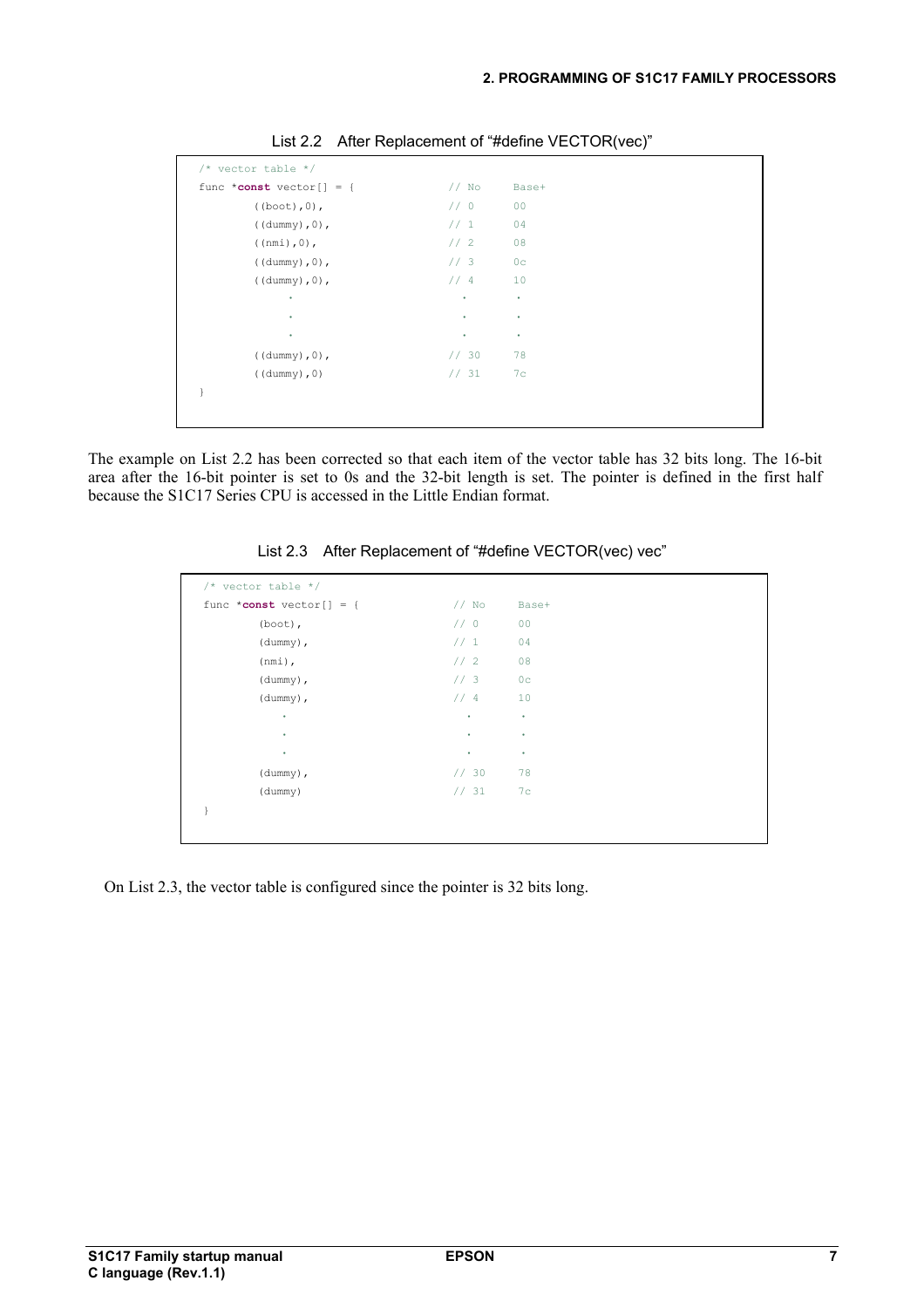List 2.2 After Replacement of "#define VECTOR(vec)"

```
/* vector table */
func *const vector[] = {            // No     Base+
        ((boot),0),                 // 0      00
        ((dummy),0),                // 1      04
        ((nmi),0),                  // 2      08
        ((dummy),0),                // 3      0c
        ((dummy),0),                // 4      10
            .                         .        .
            .                         .        .
            .                         .        .
        ((dummy),0),                // 30     78
        ((dummy),0)                 // 31     7c
}
```

The example on List 2.2 has been corrected so that each item of the vector table has 32 bits long. The 16-bit area after the 16-bit pointer is set to 0s and the 32-bit length is set. The pointer is defined in the first half because the S1C17 Series CPU is accessed in the Little Endian format.

List 2.3 After Replacement of "#define VECTOR(vec) vec"

```
/* vector table */
func *const vector[] = {            // No     Base+
        (boot),                     // 0      00
        (dummy),                    // 1      04
        (nmi),                      // 2      08
        (dummy),                    // 3      0c
        (dummy),                    // 4      10
            .                         .        .
            .                         .        .
            .                         .        .
        (dummy),                    // 30     78
        (dummy)                     // 31     7c
}
```

On List 2.3, the vector table is configured since the pointer is 32 bits long.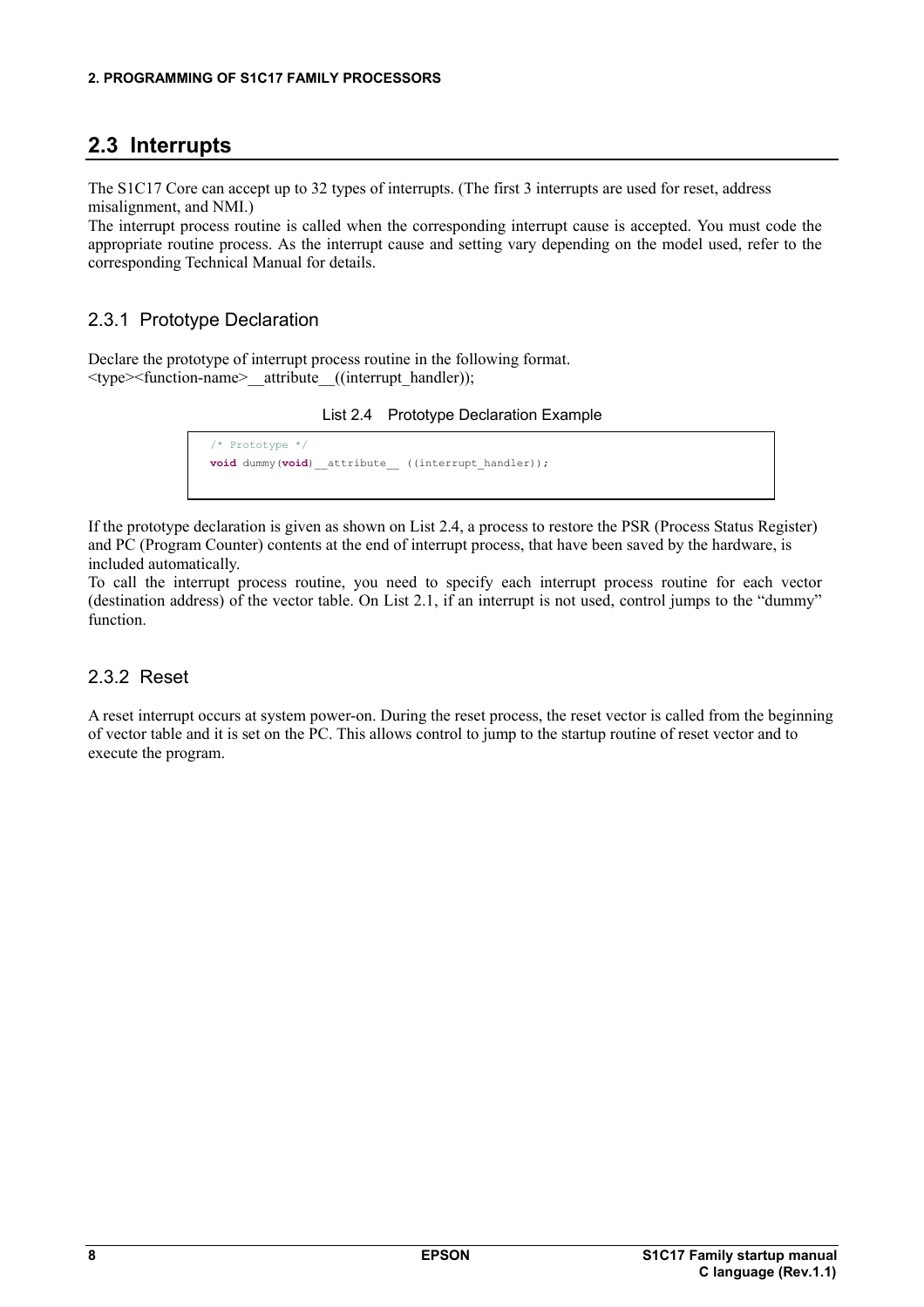## 2.3 Interrupts

The S1C17 Core can accept up to 32 types of interrupts. (The first 3 interrupts are used for reset, address misalignment, and NMI.)
The interrupt process routine is called when the corresponding interrupt cause is accepted. You must code the appropriate routine process. As the interrupt cause and setting vary depending on the model used, refer to the corresponding Technical Manual for details.

### 2.3.1 Prototype Declaration

Declare the prototype of interrupt process routine in the following format.
<type><function-name>__attribute__((interrupt_handler));

List 2.4 Prototype Declaration Example

```
/* Prototype */
void dummy(void)__attribute__ ((interrupt_handler));
```

If the prototype declaration is given as shown on List 2.4, a process to restore the PSR (Process Status Register) and PC (Program Counter) contents at the end of interrupt process, that have been saved by the hardware, is included automatically.
To call the interrupt process routine, you need to specify each interrupt process routine for each vector (destination address) of the vector table. On List 2.1, if an interrupt is not used, control jumps to the "dummy" function.

### 2.3.2 Reset

A reset interrupt occurs at system power-on. During the reset process, the reset vector is called from the beginning of vector table and it is set on the PC. This allows control to jump to the startup routine of reset vector and to execute the program.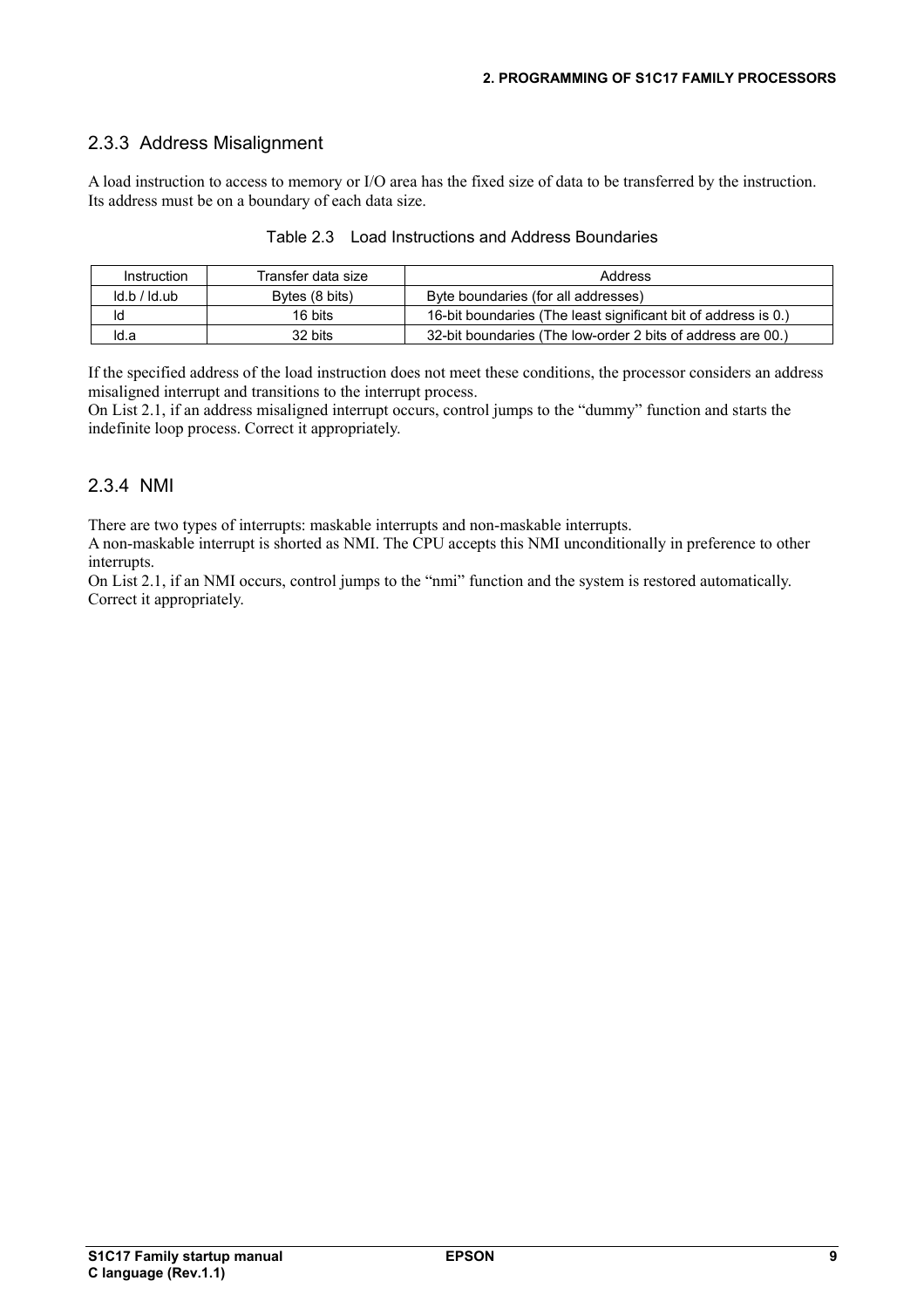### 2.3.3 Address Misalignment

A load instruction to access to memory or I/O area has the fixed size of data to be transferred by the instruction. Its address must be on a boundary of each data size.

Table 2.3 Load Instructions and Address Boundaries

| Instruction | Transfer data size | Address |
|---|---|---|
| ld.b / ld.ub | Bytes (8 bits) | Byte boundaries (for all addresses) |
| ld | 16 bits | 16-bit boundaries (The least significant bit of address is 0.) |
| ld.a | 32 bits | 32-bit boundaries (The low-order 2 bits of address are 00.) |

If the specified address of the load instruction does not meet these conditions, the processor considers an address misaligned interrupt and transitions to the interrupt process.
On List 2.1, if an address misaligned interrupt occurs, control jumps to the "dummy" function and starts the indefinite loop process. Correct it appropriately.

### 2.3.4 NMI

There are two types of interrupts: maskable interrupts and non-maskable interrupts.
A non-maskable interrupt is shorted as NMI. The CPU accepts this NMI unconditionally in preference to other interrupts.
On List 2.1, if an NMI occurs, control jumps to the "nmi" function and the system is restored automatically. Correct it appropriately.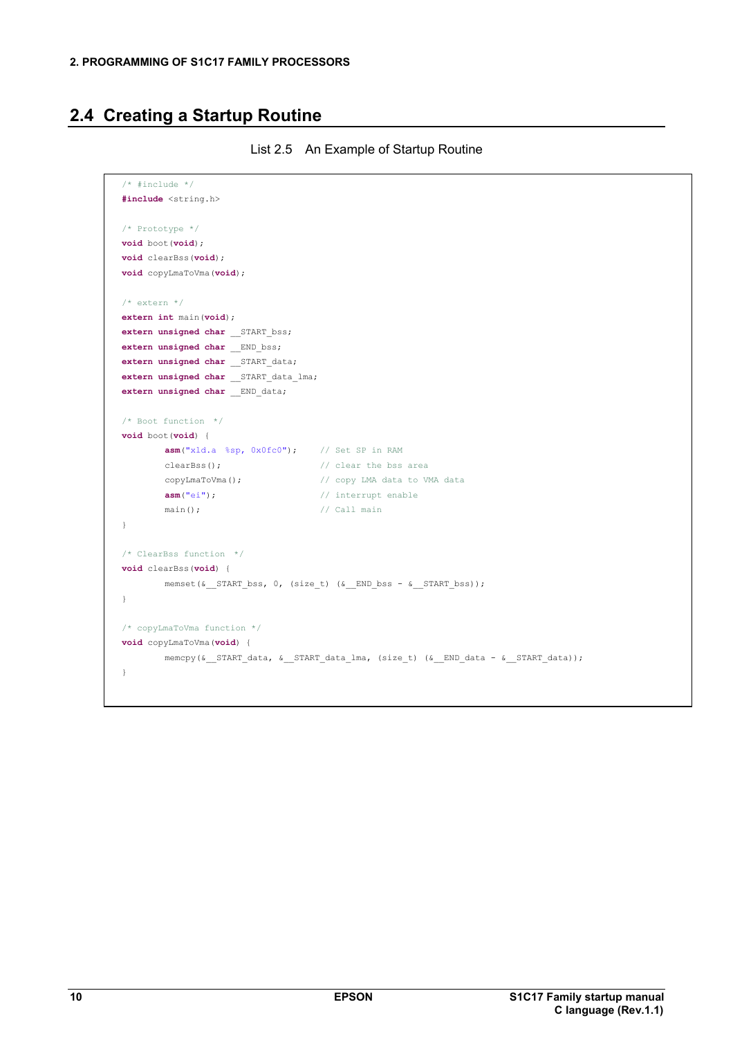## 2.4 Creating a Startup Routine

List 2.5 An Example of Startup Routine

```
/* #include */
#include <string.h>

/* Prototype */
void boot(void);
void clearBss(void);
void copyLmaToVma(void);

/* extern */
extern int main(void);
extern unsigned char __START_bss;
extern unsigned char __END_bss;
extern unsigned char __START_data;
extern unsigned char __START_data_lma;
extern unsigned char __END_data;

/* Boot function */
void boot(void) {
        asm("xld.a  %sp, 0x0fc0");     // Set SP in RAM
        clearBss();                    // clear the bss area
        copyLmaToVma();                // copy LMA data to VMA data
        asm("ei");                     // interrupt enable
        main();                        // Call main
}

/* ClearBss function */
void clearBss(void) {
        memset(&__START_bss, 0, (size_t) (&__END_bss - &__START_bss));
}

/* copyLmaToVma function */
void copyLmaToVma(void) {
        memcpy(&__START_data, &__START_data_lma, (size_t) (&__END_data - &__START_data));
}
```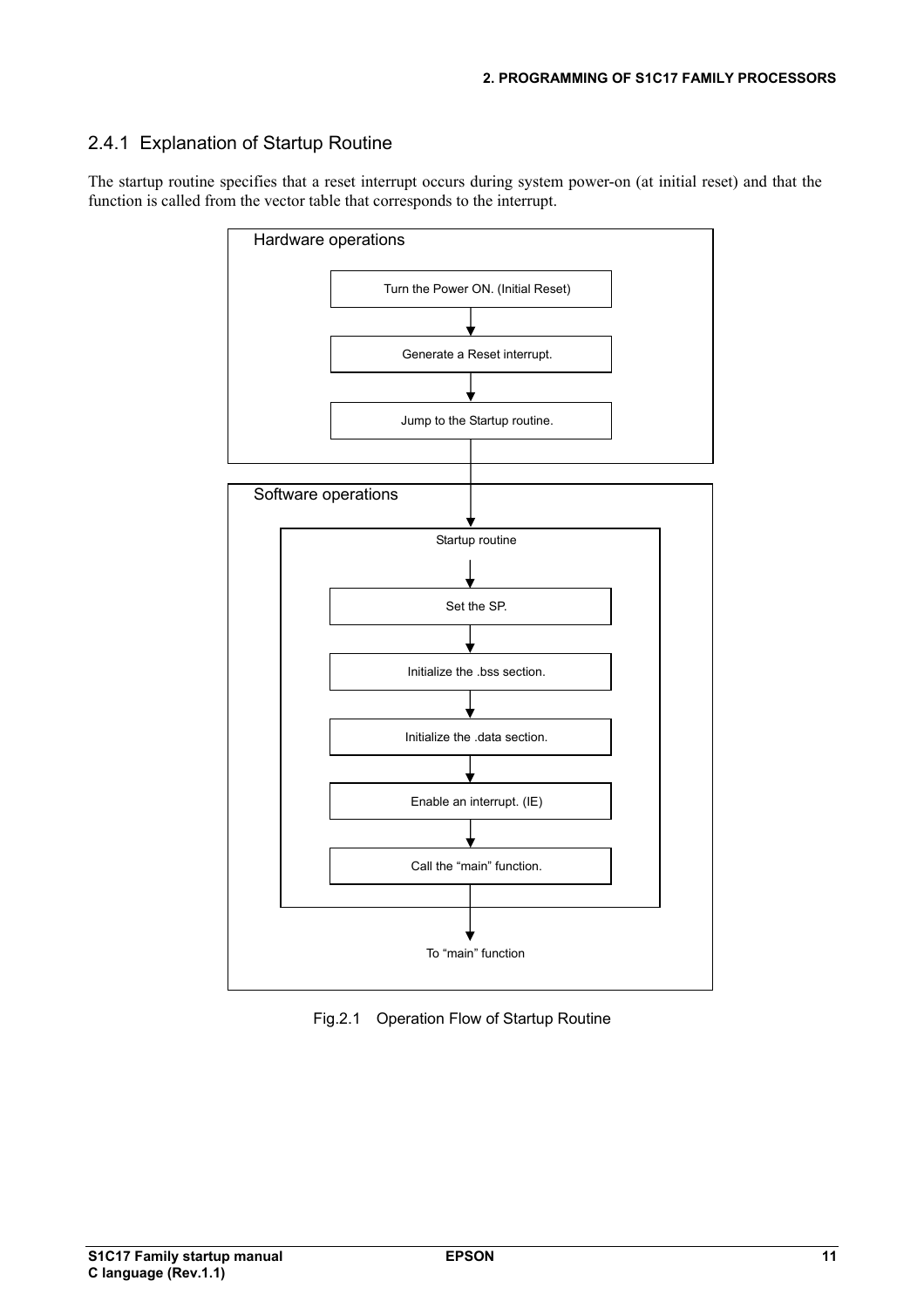### 2.4.1 Explanation of Startup Routine

The startup routine specifies that a reset interrupt occurs during system power-on (at initial reset) and that the function is called from the vector table that corresponds to the interrupt.

Hardware operations

Turn the Power ON. (Initial Reset)

Generate a Reset interrupt.

Jump to the Startup routine.

Software operations

Startup routine

Set the SP.

Initialize the .bss section.

Initialize the .data section.

Enable an interrupt. (IE)

Call the “main” function.

To “main” function

Fig.2.1 Operation Flow of Startup Routine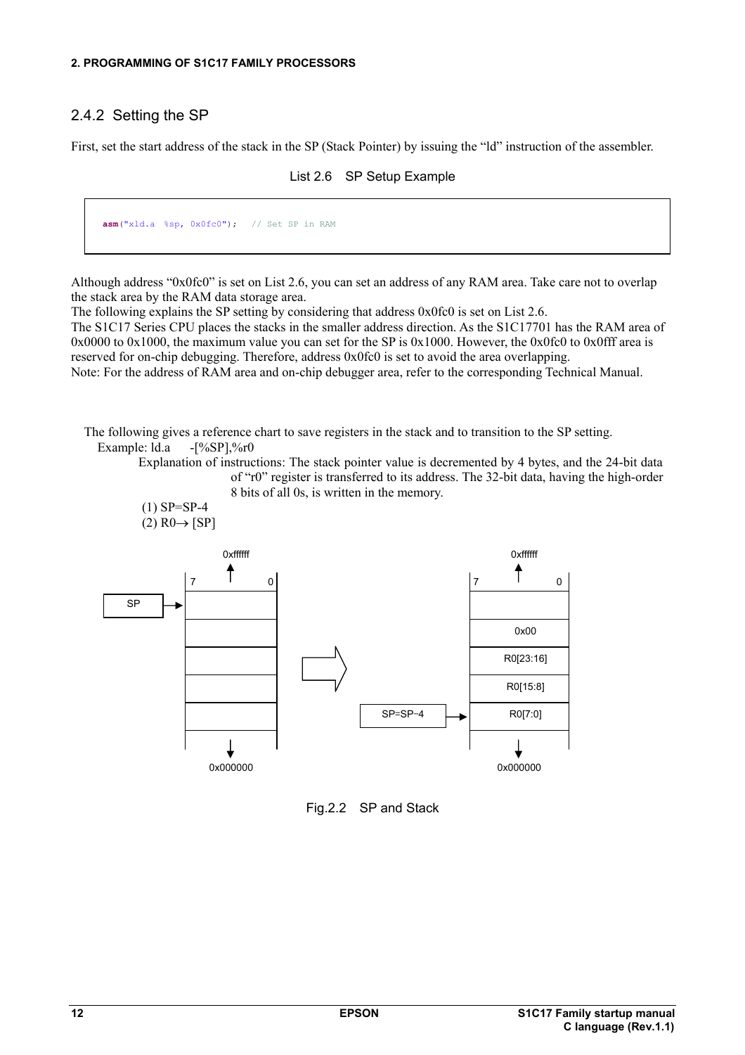### 2.4.2 Setting the SP

First, set the start address of the stack in the SP (Stack Pointer) by issuing the “ld” instruction of the assembler.

List 2.6 SP Setup Example

```
asm("xld.a  %sp, 0x0fc0");   // Set SP in RAM
```

Although address “0x0fc0” is set on List 2.6, you can set an address of any RAM area. Take care not to overlap the stack area by the RAM data storage area.
The following explains the SP setting by considering that address 0x0fc0 is set on List 2.6.
The S1C17 Series CPU places the stacks in the smaller address direction. As the S1C17701 has the RAM area of 0x0000 to 0x1000, the maximum value you can set for the SP is 0x1000. However, the 0x0fc0 to 0x0fff area is reserved for on-chip debugging. Therefore, address 0x0fc0 is set to avoid the area overlapping.
Note: For the address of RAM area and on-chip debugger area, refer to the corresponding Technical Manual.

The following gives a reference chart to save registers in the stack and to transition to the SP setting.

Example: ld.a -[%SP],%r0

Explanation of instructions: The stack pointer value is decremented by 4 bytes, and the 24-bit data of “r0” register is transferred to its address. The 32-bit data, having the high-order 8 bits of all 0s, is written in the memory.

(1) SP=SP-4
(2) R0→ [SP]

0xffffff
7
0
SP
0x000000

0xffffff
7
0
0x00
R0[23:16]
R0[15:8]
SP=SP-4
R0[7:0]
0x000000

Fig.2.2 SP and Stack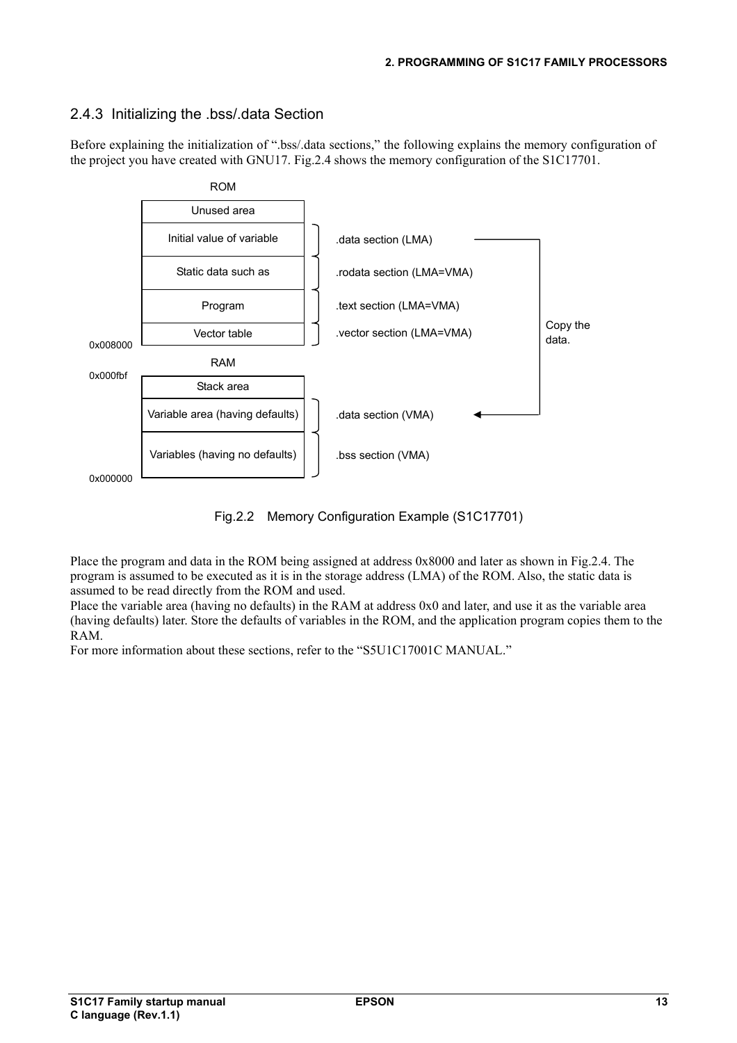### 2.4.3 Initializing the .bss/.data Section

Before explaining the initialization of ".bss/.data sections," the following explains the memory configuration of the project you have created with GNU17. Fig.2.4 shows the memory configuration of the S1C17701.

ROM

Unused area

Initial value of variable — .data section (LMA)

Static data such as — .rodata section (LMA=VMA)

Program — .text section (LMA=VMA)

Vector table — .vector section (LMA=VMA)

0x008000

Copy the data.

RAM

0x000fbf

Stack area

Variable area (having defaults) — .data section (VMA)

Variables (having no defaults) — .bss section (VMA)

0x000000

Fig.2.2 Memory Configuration Example (S1C17701)

Place the program and data in the ROM being assigned at address 0x8000 and later as shown in Fig.2.4. The program is assumed to be executed as it is in the storage address (LMA) of the ROM. Also, the static data is assumed to be read directly from the ROM and used.

Place the variable area (having no defaults) in the RAM at address 0x0 and later, and use it as the variable area (having defaults) later. Store the defaults of variables in the ROM, and the application program copies them to the RAM.

For more information about these sections, refer to the "S5U1C17001C MANUAL."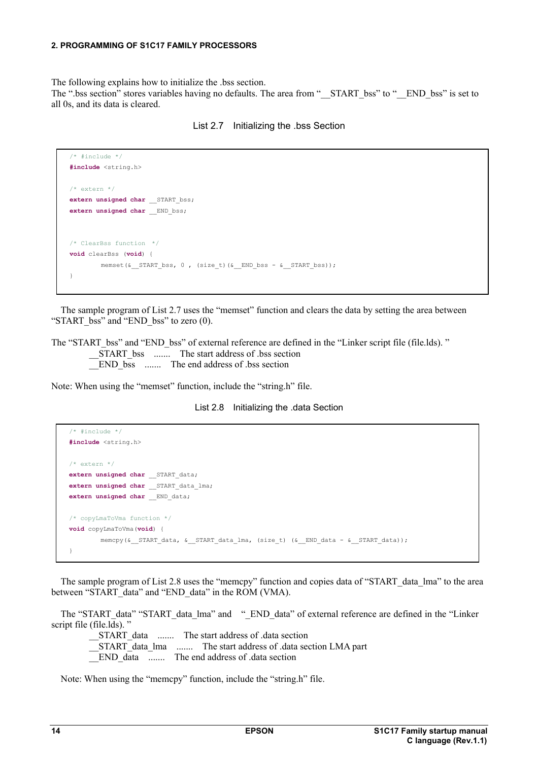The following explains how to initialize the .bss section.
The ".bss section" stores variables having no defaults. The area from "__START_bss" to "__END_bss" is set to all 0s, and its data is cleared.

List 2.7 Initializing the .bss Section

```
/* #include */
#include <string.h>

/* extern */
extern unsigned char __START_bss;
extern unsigned char __END_bss;


/* ClearBss function */
void clearBss (void) {
        memset(&__START_bss, 0 , (size_t)(&__END_bss - &__START_bss));
}
```

The sample program of List 2.7 uses the "memset" function and clears the data by setting the area between "START_bss" and "END_bss" to zero (0).

The "START_bss" and "END_bss" of external reference are defined in the "Linker script file (file.lds). "

__START_bss ....... The start address of .bss section
__END_bss ....... The end address of .bss section

Note: When using the "memset" function, include the "string.h" file.

List 2.8 Initializing the .data Section

```
/* #include */
#include <string.h>

/* extern */
extern unsigned char __START_data;
extern unsigned char __START_data_lma;
extern unsigned char __END_data;

/* copyLmaToVma function */
void copyLmaToVma(void) {
        memcpy(&__START_data, &__START_data_lma, (size_t) (&__END_data - &__START_data));
}
```

The sample program of List 2.8 uses the "memcpy" function and copies data of "START_data_lma" to the area between "START_data" and "END_data" in the ROM (VMA).

The "START_data" "START_data_lma" and "_END_data" of external reference are defined in the "Linker script file (file.lds). "

__START_data ....... The start address of .data section
__START_data_lma ....... The start address of .data section LMA part
__END_data ....... The end address of .data section

Note: When using the "memcpy" function, include the "string.h" file.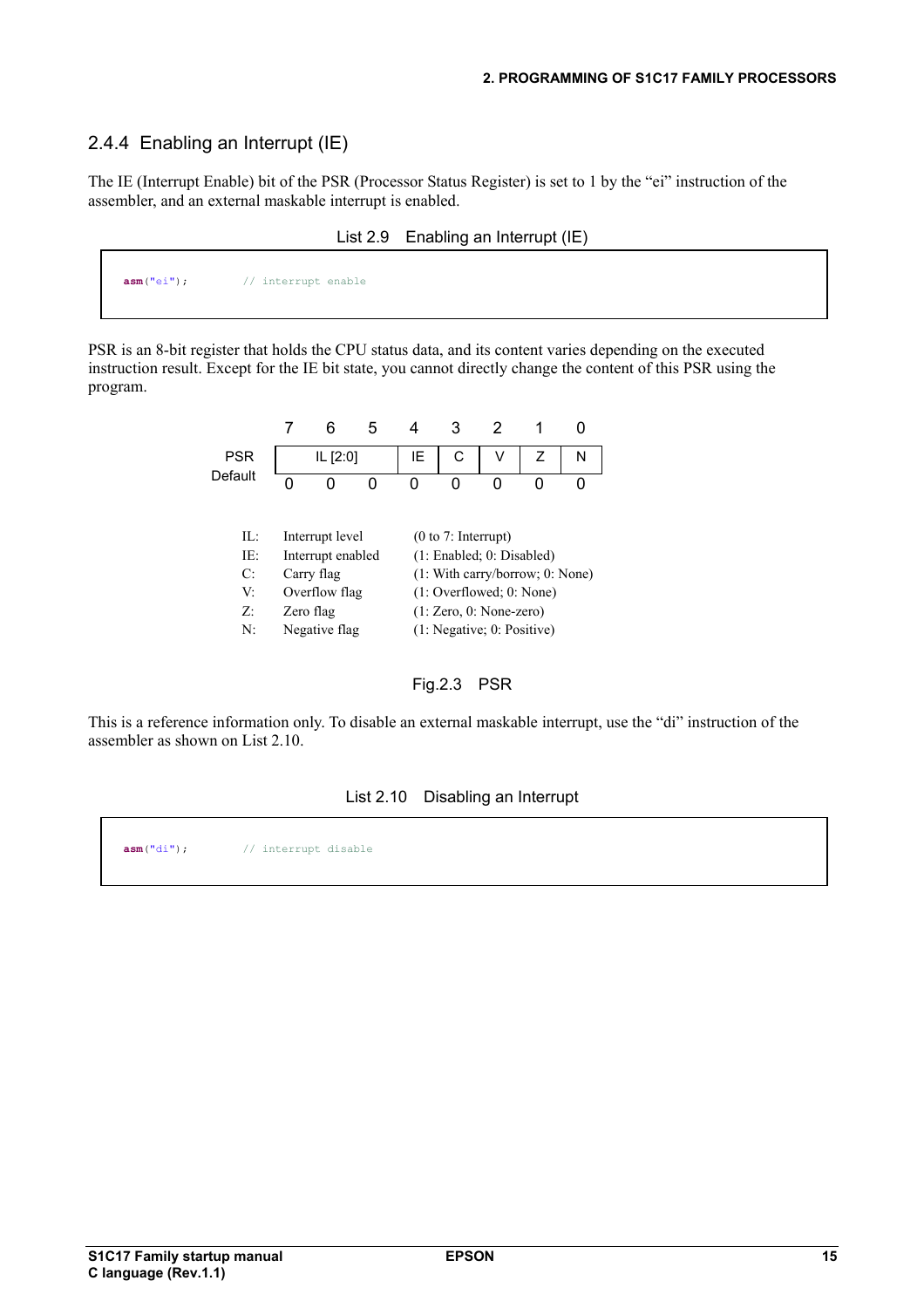### 2.4.4 Enabling an Interrupt (IE)

The IE (Interrupt Enable) bit of the PSR (Processor Status Register) is set to 1 by the "ei" instruction of the assembler, and an external maskable interrupt is enabled.

List 2.9 Enabling an Interrupt (IE)

```
asm("ei");        // interrupt enable
```

PSR is an 8-bit register that holds the CPU status data, and its content varies depending on the executed instruction result. Except for the IE bit state, you cannot directly change the content of this PSR using the program.

| | 7 | 6 | 5 | 4 | 3 | 2 | 1 | 0 |
|---|---|---|---|---|---|---|---|---|
| PSR | IL [2:0] | | | IE | C | V | Z | N |
| Default | 0 | 0 | 0 | 0 | 0 | 0 | 0 | 0 |

| | | |
|---|---|---|
| IL: | Interrupt level | (0 to 7: Interrupt) |
| IE: | Interrupt enabled | (1: Enabled; 0: Disabled) |
| C: | Carry flag | (1: With carry/borrow; 0: None) |
| V: | Overflow flag | (1: Overflowed; 0: None) |
| Z: | Zero flag | (1: Zero, 0: None-zero) |
| N: | Negative flag | (1: Negative; 0: Positive) |

Fig.2.3 PSR

This is a reference information only. To disable an external maskable interrupt, use the "di" instruction of the assembler as shown on List 2.10.

List 2.10 Disabling an Interrupt

```
asm("di");        // interrupt disable
```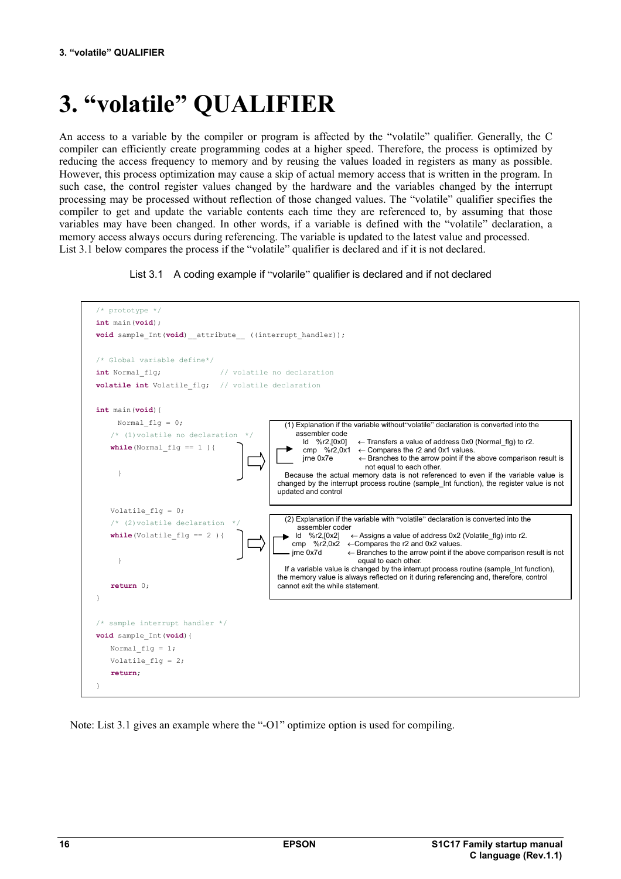// 3. "volatile" QUALIFIER

An access to a variable by the compiler or program is affected by the "volatile" qualifier. Generally, the C compiler can efficiently create programming codes at a higher speed. Therefore, the process is optimized by reducing the access frequency to memory and by reusing the values loaded in registers as many as possible. However, this process optimization may cause a skip of actual memory access that is written in the program. In such case, the control register values changed by the hardware and the variables changed by the interrupt processing may be processed without reflection of those changed values. The "volatile" qualifier specifies the compiler to get and update the variable contents each time they are referenced to, by assuming that those variables may have been changed. In other words, if a variable is defined with the "volatile" declaration, a memory access always occurs during referencing. The variable is updated to the latest value and processed.
List 3.1 below compares the process if the "volatile" qualifier is declared and if it is not declared.

List 3.1 A coding example if "volarile" qualifier is declared and if not declared

```
/* prototype */
int main(void);
void sample_Int(void)__attribute__ ((interrupt_handler));

/* Global variable define*/
int Normal_flg;             // volatile no declaration
volatile int Volatile_flg;  // volatile declaration

int main(void){
    Normal_flg = 0;
   /* (1)volatile no declaration  */
   while(Normal_flg == 1 ){

    }

   Volatile_flg = 0;
   /* (2)volatile declaration  */
   while(Volatile_flg == 2 ){

    }

   return 0;
}

/* sample interrupt handler */
void sample_Int(void){
   Normal_flg = 1;
   Volatile_flg = 2;
   return;
}
```

(1) Explanation if the variable without"volatile" declaration is converted into the assembler code

```
    ld   %r2,[0x0]    ← Transfers a value of address 0x0 (Normal_flg) to r2.
--> cmp  %r2,0x1      ← Compares the r2 and 0x1 values.
    jrne 0x7e         ← Branches to the arrow point if the above comparison result is
                        not equal to each other.
```

Because the actual memory data is not referenced to even if the variable value is changed by the interrupt process routine (sample_Int function), the register value is not updated and control

(2) Explanation if the variable with "volatile" declaration is converted into the assembler coder

```
--> ld   %r2,[0x2]    ← Assigns a value of address 0x2 (Volatile_flg) into r2.
    cmp  %r2,0x2      ← Compares the r2 and 0x2 values.
    jrne 0x7d         ← Branches to the arrow point if the above comparison result is not
                        equal to each other.
```

If a variable value is changed by the interrupt process routine (sample_Int function), the memory value is always reflected on it during referencing and, therefore, control cannot exit the while statement.

Note: List 3.1 gives an example where the "-O1" optimize option is used for compiling.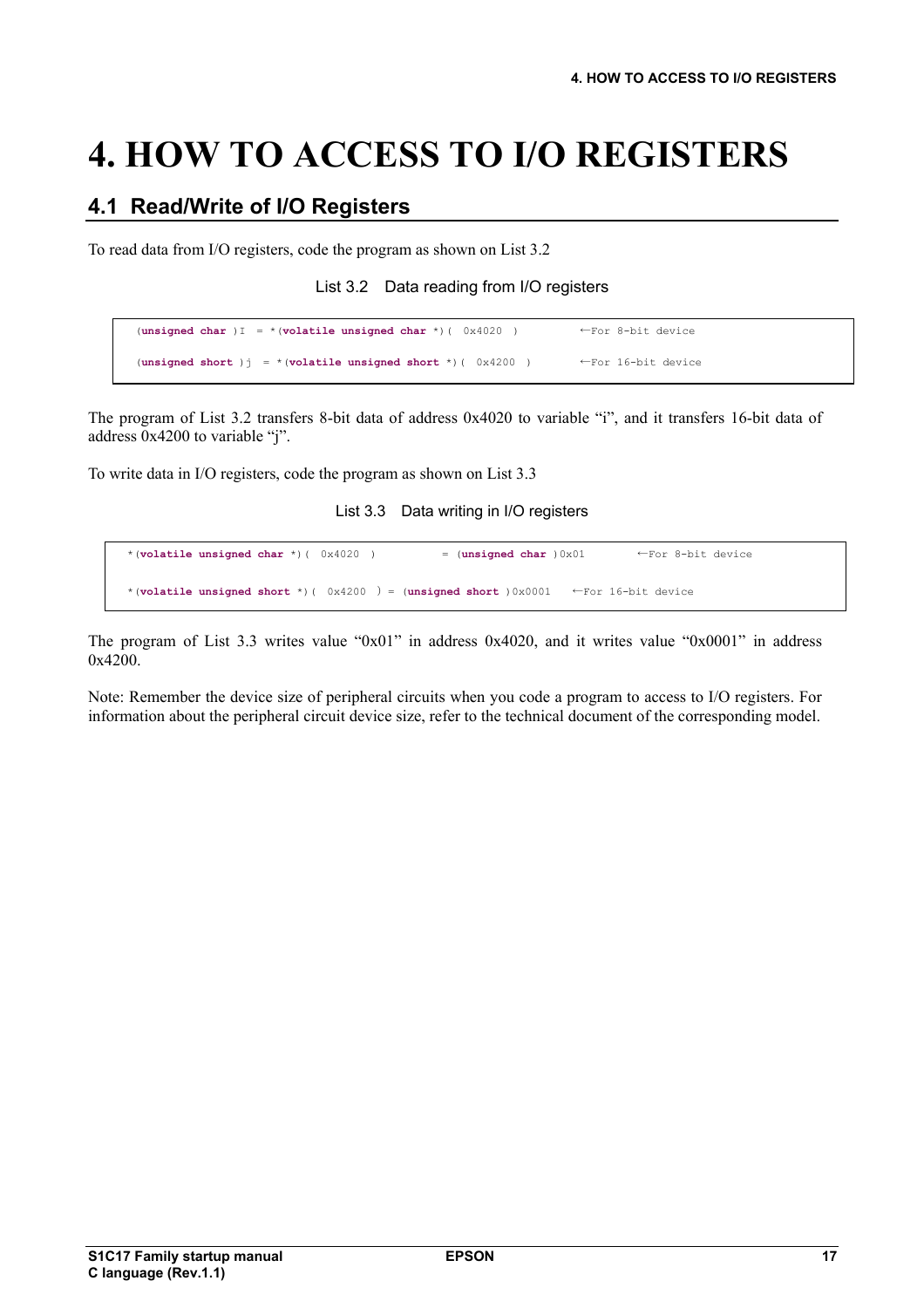# 4. HOW TO ACCESS TO I/O REGISTERS

## 4.1 Read/Write of I/O Registers

To read data from I/O registers, code the program as shown on List 3.2

List 3.2 Data reading from I/O registers

```
(unsigned char )I  = *(volatile unsigned char *)( 0x4020 )        ←For 8-bit device

(unsigned short )j  = *(volatile unsigned short *)( 0x4200 )      ←For 16-bit device
```

The program of List 3.2 transfers 8-bit data of address 0x4020 to variable “i”, and it transfers 16-bit data of address 0x4200 to variable “j”.

To write data in I/O registers, code the program as shown on List 3.3

List 3.3 Data writing in I/O registers

```
*(volatile unsigned char *)( 0x4020 )          = (unsigned char )0x01      ←For 8-bit device

*(volatile unsigned short *)( 0x4200 ) = (unsigned short )0x0001    ←For 16-bit device
```

The program of List 3.3 writes value “0x01” in address 0x4020, and it writes value “0x0001” in address 0x4200.

Note: Remember the device size of peripheral circuits when you code a program to access to I/O registers. For information about the peripheral circuit device size, refer to the technical document of the corresponding model.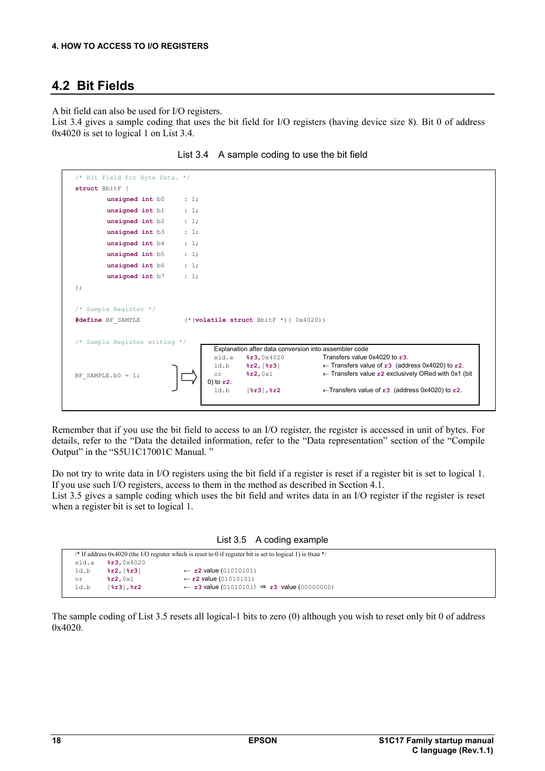## 4.2 Bit Fields

A bit field can also be used for I/O registers.
List 3.4 gives a sample coding that uses the bit field for I/O registers (having device size 8). Bit 0 of address 0x4020 is set to logical 1 on List 3.4.

List 3.4 A sample coding to use the bit field

```
/* Bit Field For Byte Data. */
struct BbitF {
        unsigned int b0     : 1;
        unsigned int b1     : 1;
        unsigned int b2     : 1;
        unsigned int b3     : 1;
        unsigned int b4     : 1;
        unsigned int b5     : 1;
        unsigned int b6     : 1;
        unsigned int b7     : 1;
};

/* Sample Register */
#define BF_SAMPLE           (*(volatile struct BbitF *)( 0x4020))

/* Sample Register writing */
BF_SAMPLE.b0 = 1;
```

Explanation after data conversion into assembler code

```
xld.a   %r3,0x4020      Transfers value 0x4020 to r3.
ld.b    %r2,[%r3]       ← Transfers value of r3 (address 0x4020) to r2.
or      %r2,0x1         ← Transfers value r2 exclusively ORed with 0x1 (bit 0) to r2.
ld.b    [%r3],%r2       ←Transfers value of r3 (address 0x4020) to r2.
```

Remember that if you use the bit field to access to an I/O register, the register is accessed in unit of bytes. For details, refer to the “Data the detailed information, refer to the “Data representation” section of the “Compile Output” in the “S5U1C17001C Manual. ”

Do not try to write data in I/O registers using the bit field if a register is reset if a register bit is set to logical 1. If you use such I/O registers, access to them in the method as described in Section 4.1.
List 3.5 gives a sample coding which uses the bit field and writes data in an I/O register if the register is reset when a register bit is set to logical 1.

List 3.5 A coding example

```
/* If address 0x4020 (the I/O register which is reset to 0 if register bit is set to logical 1) is 0xaa */
xld.a   %r3,0x4020
ld.b    %r2,[%r3]       ← r2 value (01010101)
or      %r2,0x1         ← r2 value (01010101)
ld.b    [%r3],%r2       ← r3 value (01010101) ⇒ r3 value (00000000)
```

The sample coding of List 3.5 resets all logical-1 bits to zero (0) although you wish to reset only bit 0 of address 0x4020.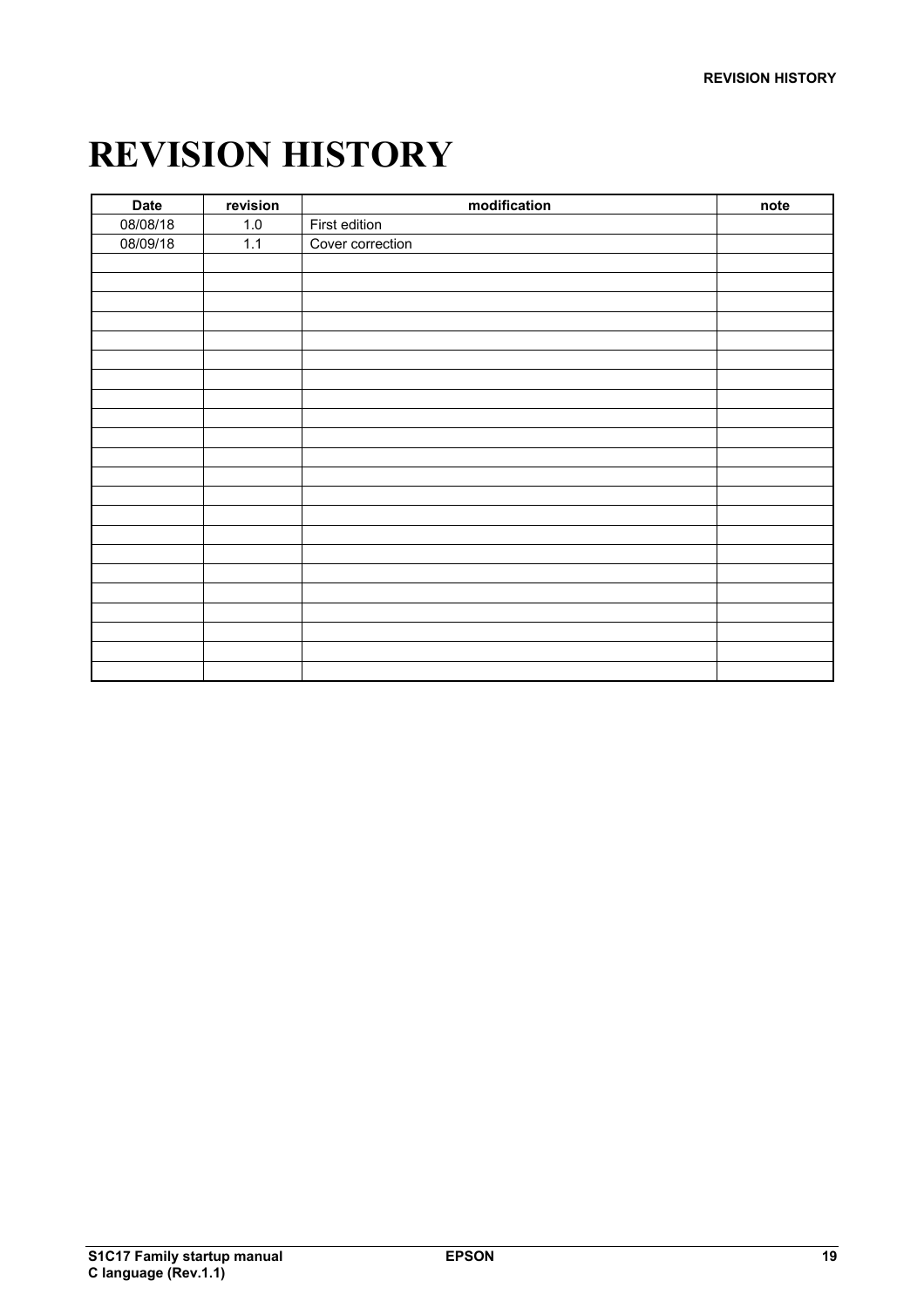# REVISION HISTORY

| Date | revision | modification | note |
|---|---|---|---|
| 08/08/18 | 1.0 | First edition | |
| 08/09/18 | 1.1 | Cover correction | |
| | | | |
| | | | |
| | | | |
| | | | |
| | | | |
| | | | |
| | | | |
| | | | |
| | | | |
| | | | |
| | | | |
| | | | |
| | | | |
| | | | |
| | | | |
| | | | |
| | | | |
| | | | |
| | | | |
| | | | |
| | | | |
| | | | |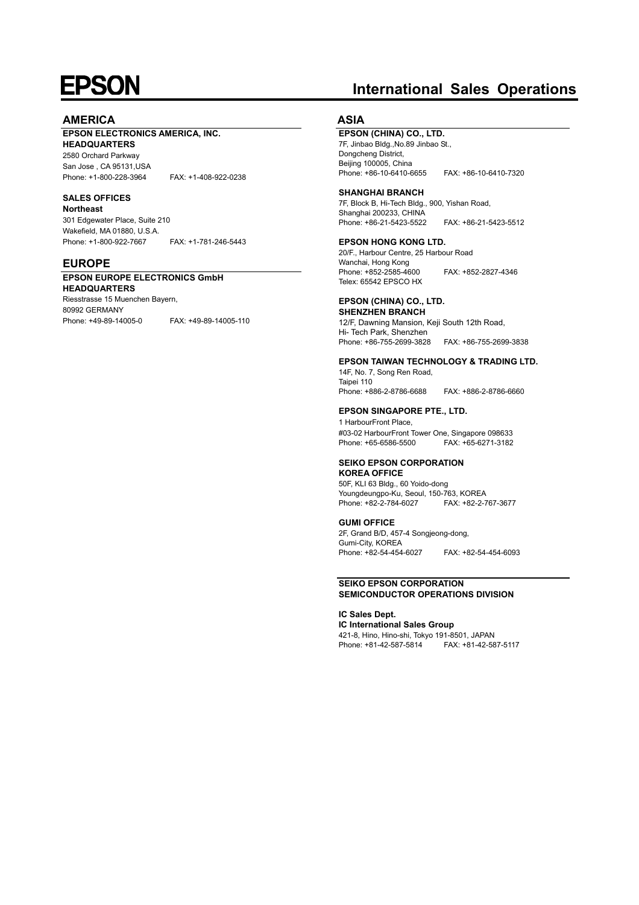# EPSON

# International Sales Operations

## AMERICA

**EPSON ELECTRONICS AMERICA, INC.**
**HEADQUARTERS**
2580 Orchard Parkway
San Jose , CA 95131,USA
Phone: +1-800-228-3964 FAX: +1-408-922-0238

**SALES OFFICES**
**Northeast**
301 Edgewater Place, Suite 210
Wakefield, MA 01880, U.S.A.
Phone: +1-800-922-7667 FAX: +1-781-246-5443

## EUROPE

**EPSON EUROPE ELECTRONICS GmbH**
**HEADQUARTERS**
Riesstrasse 15 Muenchen Bayern,
80992 GERMANY
Phone: +49-89-14005-0 FAX: +49-89-14005-110

## ASIA

**EPSON (CHINA) CO., LTD.**
7F, Jinbao Bldg.,No.89 Jinbao St.,
Dongcheng District,
Beijing 100005, China
Phone: +86-10-6410-6655 FAX: +86-10-6410-7320

**SHANGHAI BRANCH**
7F, Block B, Hi-Tech Bldg., 900, Yishan Road,
Shanghai 200233, CHINA
Phone: +86-21-5423-5522 FAX: +86-21-5423-5512

**EPSON HONG KONG LTD.**
20/F., Harbour Centre, 25 Harbour Road
Wanchai, Hong Kong
Phone: +852-2585-4600 FAX: +852-2827-4346
Telex: 65542 EPSCO HX

**EPSON (CHINA) CO., LTD.**
**SHENZHEN BRANCH**
12/F, Dawning Mansion, Keji South 12th Road,
Hi- Tech Park, Shenzhen
Phone: +86-755-2699-3828 FAX: +86-755-2699-3838

**EPSON TAIWAN TECHNOLOGY & TRADING LTD.**
14F, No. 7, Song Ren Road,
Taipei 110
Phone: +886-2-8786-6688 FAX: +886-2-8786-6660

**EPSON SINGAPORE PTE., LTD.**
1 HarbourFront Place,
#03-02 HarbourFront Tower One, Singapore 098633
Phone: +65-6586-5500 FAX: +65-6271-3182

**SEIKO EPSON CORPORATION**
**KOREA OFFICE**
50F, KLI 63 Bldg., 60 Yoido-dong
Youngdeungpo-Ku, Seoul, 150-763, KOREA
Phone: +82-2-784-6027 FAX: +82-2-767-3677

**GUMI OFFICE**
2F, Grand B/D, 457-4 Songjeong-dong,
Gumi-City, KOREA
Phone: +82-54-454-6027 FAX: +82-54-454-6093

**SEIKO EPSON CORPORATION**
**SEMICONDUCTOR OPERATIONS DIVISION**

**IC Sales Dept.**
**IC International Sales Group**
421-8, Hino, Hino-shi, Tokyo 191-8501, JAPAN
Phone: +81-42-587-5814 FAX: +81-42-587-5117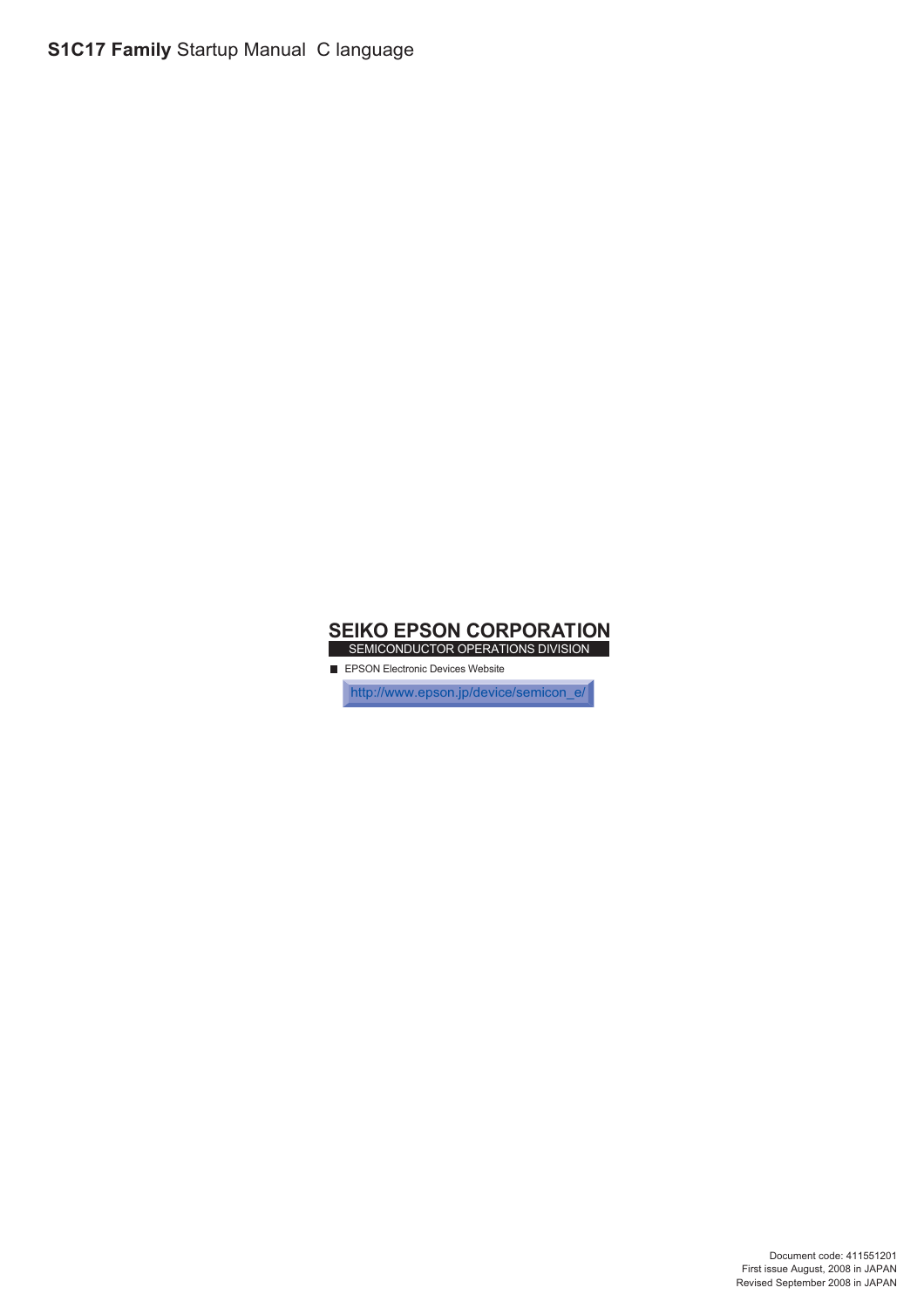**S1C17 Family** Startup Manual C language

**SEIKO EPSON CORPORATION**

SEMICONDUCTOR OPERATIONS DIVISION

- EPSON Electronic Devices Website

http://www.epson.jp/device/semicon_e/

Document code: 411551201
First issue August, 2008 in JAPAN
Revised September 2008 in JAPAN